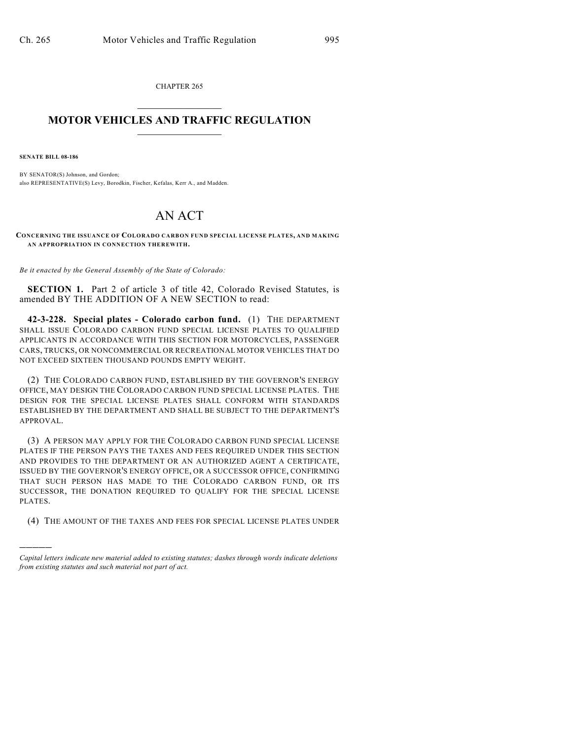CHAPTER 265

# MOTOR VEHICLES AND TRAFFIC REGULATION

**SENATE BILL 08-186**

BY SENATOR(S) Johnson, and Gordon;
also REPRESENTATIVE(S) Levy, Borodkin, Fischer, Kefalas, Kerr A., and Madden.

# AN ACT

**CONCERNING THE ISSUANCE OF COLORADO CARBON FUND SPECIAL LICENSE PLATES, AND MAKING AN APPROPRIATION IN CONNECTION THEREWITH.**

*Be it enacted by the General Assembly of the State of Colorado:*

**SECTION 1.** Part 2 of article 3 of title 42, Colorado Revised Statutes, is amended BY THE ADDITION OF A NEW SECTION to read:

**42-3-228. Special plates - Colorado carbon fund.** (1) THE DEPARTMENT SHALL ISSUE COLORADO CARBON FUND SPECIAL LICENSE PLATES TO QUALIFIED APPLICANTS IN ACCORDANCE WITH THIS SECTION FOR MOTORCYCLES, PASSENGER CARS, TRUCKS, OR NONCOMMERCIAL OR RECREATIONAL MOTOR VEHICLES THAT DO NOT EXCEED SIXTEEN THOUSAND POUNDS EMPTY WEIGHT.

(2) THE COLORADO CARBON FUND, ESTABLISHED BY THE GOVERNOR'S ENERGY OFFICE, MAY DESIGN THE COLORADO CARBON FUND SPECIAL LICENSE PLATES. THE DESIGN FOR THE SPECIAL LICENSE PLATES SHALL CONFORM WITH STANDARDS ESTABLISHED BY THE DEPARTMENT AND SHALL BE SUBJECT TO THE DEPARTMENT'S APPROVAL.

(3) A PERSON MAY APPLY FOR THE COLORADO CARBON FUND SPECIAL LICENSE PLATES IF THE PERSON PAYS THE TAXES AND FEES REQUIRED UNDER THIS SECTION AND PROVIDES TO THE DEPARTMENT OR AN AUTHORIZED AGENT A CERTIFICATE, ISSUED BY THE GOVERNOR'S ENERGY OFFICE, OR A SUCCESSOR OFFICE, CONFIRMING THAT SUCH PERSON HAS MADE TO THE COLORADO CARBON FUND, OR ITS SUCCESSOR, THE DONATION REQUIRED TO QUALIFY FOR THE SPECIAL LICENSE PLATES.

(4) THE AMOUNT OF THE TAXES AND FEES FOR SPECIAL LICENSE PLATES UNDER

*Capital letters indicate new material added to existing statutes; dashes through words indicate deletions from existing statutes and such material not part of act.*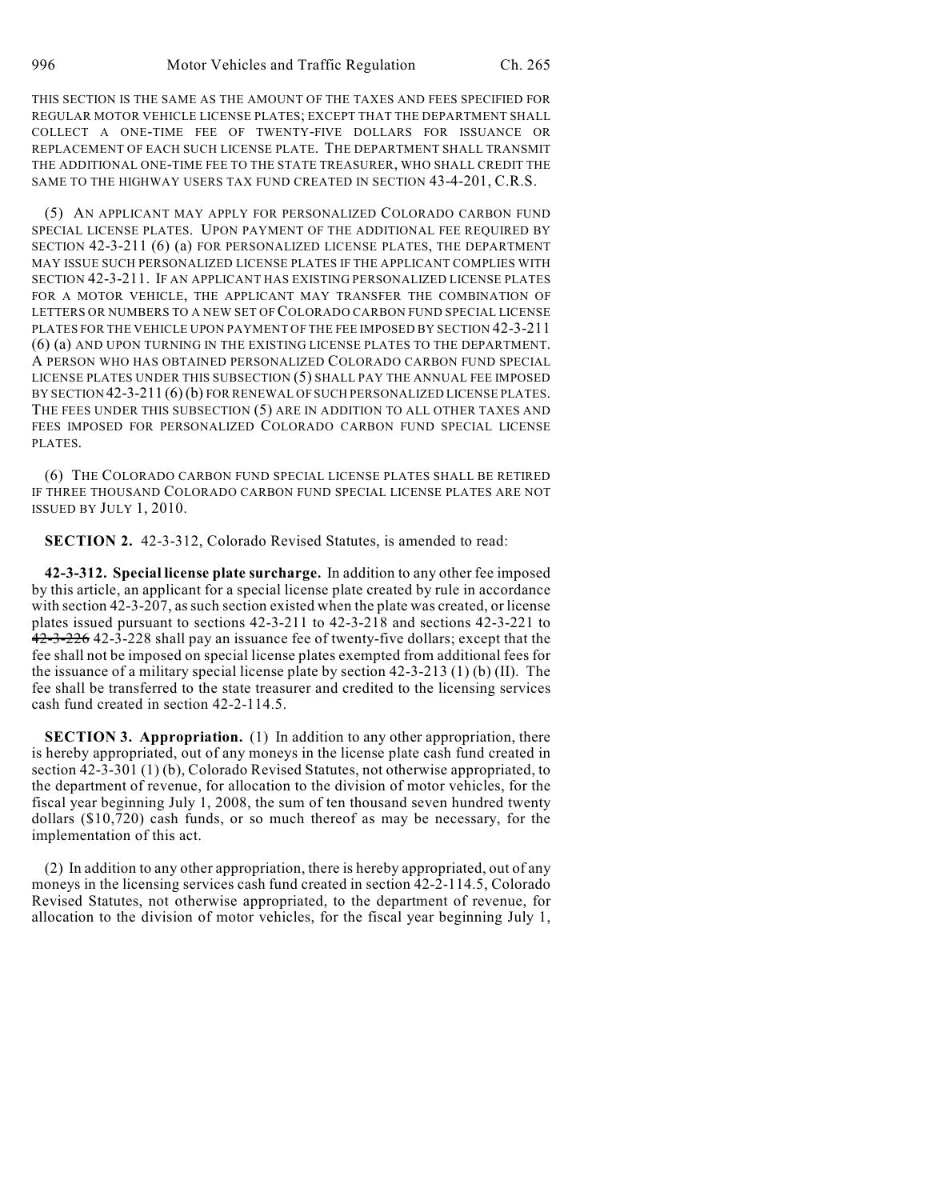THIS SECTION IS THE SAME AS THE AMOUNT OF THE TAXES AND FEES SPECIFIED FOR REGULAR MOTOR VEHICLE LICENSE PLATES; EXCEPT THAT THE DEPARTMENT SHALL COLLECT A ONE-TIME FEE OF TWENTY-FIVE DOLLARS FOR ISSUANCE OR REPLACEMENT OF EACH SUCH LICENSE PLATE. THE DEPARTMENT SHALL TRANSMIT THE ADDITIONAL ONE-TIME FEE TO THE STATE TREASURER, WHO SHALL CREDIT THE SAME TO THE HIGHWAY USERS TAX FUND CREATED IN SECTION 43-4-201, C.R.S.

(5) AN APPLICANT MAY APPLY FOR PERSONALIZED COLORADO CARBON FUND SPECIAL LICENSE PLATES. UPON PAYMENT OF THE ADDITIONAL FEE REQUIRED BY SECTION 42-3-211 (6) (a) FOR PERSONALIZED LICENSE PLATES, THE DEPARTMENT MAY ISSUE SUCH PERSONALIZED LICENSE PLATES IF THE APPLICANT COMPLIES WITH SECTION 42-3-211. IF AN APPLICANT HAS EXISTING PERSONALIZED LICENSE PLATES FOR A MOTOR VEHICLE, THE APPLICANT MAY TRANSFER THE COMBINATION OF LETTERS OR NUMBERS TO A NEW SET OF COLORADO CARBON FUND SPECIAL LICENSE PLATES FOR THE VEHICLE UPON PAYMENT OF THE FEE IMPOSED BY SECTION 42-3-211 (6) (a) AND UPON TURNING IN THE EXISTING LICENSE PLATES TO THE DEPARTMENT. A PERSON WHO HAS OBTAINED PERSONALIZED COLORADO CARBON FUND SPECIAL LICENSE PLATES UNDER THIS SUBSECTION (5) SHALL PAY THE ANNUAL FEE IMPOSED BY SECTION 42-3-211 (6) (b) FOR RENEWAL OF SUCH PERSONALIZED LICENSE PLATES. THE FEES UNDER THIS SUBSECTION (5) ARE IN ADDITION TO ALL OTHER TAXES AND FEES IMPOSED FOR PERSONALIZED COLORADO CARBON FUND SPECIAL LICENSE PLATES.

(6) THE COLORADO CARBON FUND SPECIAL LICENSE PLATES SHALL BE RETIRED IF THREE THOUSAND COLORADO CARBON FUND SPECIAL LICENSE PLATES ARE NOT ISSUED BY JULY 1, 2010.

**SECTION 2.** 42-3-312, Colorado Revised Statutes, is amended to read:

**42-3-312. Special license plate surcharge.** In addition to any other fee imposed by this article, an applicant for a special license plate created by rule in accordance with section 42-3-207, as such section existed when the plate was created, or license plates issued pursuant to sections 42-3-211 to 42-3-218 and sections 42-3-221 to ~~42-3-226~~ 42-3-228 shall pay an issuance fee of twenty-five dollars; except that the fee shall not be imposed on special license plates exempted from additional fees for the issuance of a military special license plate by section 42-3-213 (1) (b) (II). The fee shall be transferred to the state treasurer and credited to the licensing services cash fund created in section 42-2-114.5.

**SECTION 3. Appropriation.** (1) In addition to any other appropriation, there is hereby appropriated, out of any moneys in the license plate cash fund created in section 42-3-301 (1) (b), Colorado Revised Statutes, not otherwise appropriated, to the department of revenue, for allocation to the division of motor vehicles, for the fiscal year beginning July 1, 2008, the sum of ten thousand seven hundred twenty dollars ($10,720) cash funds, or so much thereof as may be necessary, for the implementation of this act.

(2) In addition to any other appropriation, there is hereby appropriated, out of any moneys in the licensing services cash fund created in section 42-2-114.5, Colorado Revised Statutes, not otherwise appropriated, to the department of revenue, for allocation to the division of motor vehicles, for the fiscal year beginning July 1,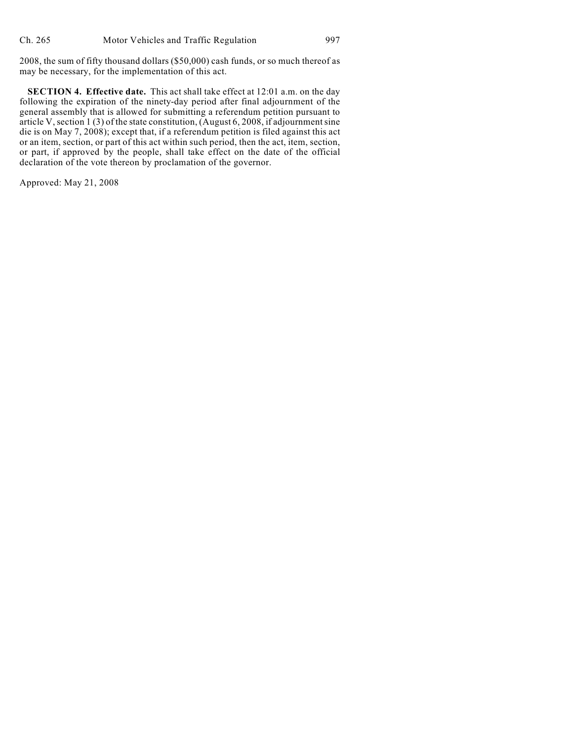2008, the sum of fifty thousand dollars ($50,000) cash funds, or so much thereof as may be necessary, for the implementation of this act.

**SECTION 4. Effective date.** This act shall take effect at 12:01 a.m. on the day following the expiration of the ninety-day period after final adjournment of the general assembly that is allowed for submitting a referendum petition pursuant to article V, section 1 (3) of the state constitution, (August 6, 2008, if adjournment sine die is on May 7, 2008); except that, if a referendum petition is filed against this act or an item, section, or part of this act within such period, then the act, item, section, or part, if approved by the people, shall take effect on the date of the official declaration of the vote thereon by proclamation of the governor.

Approved: May 21, 2008